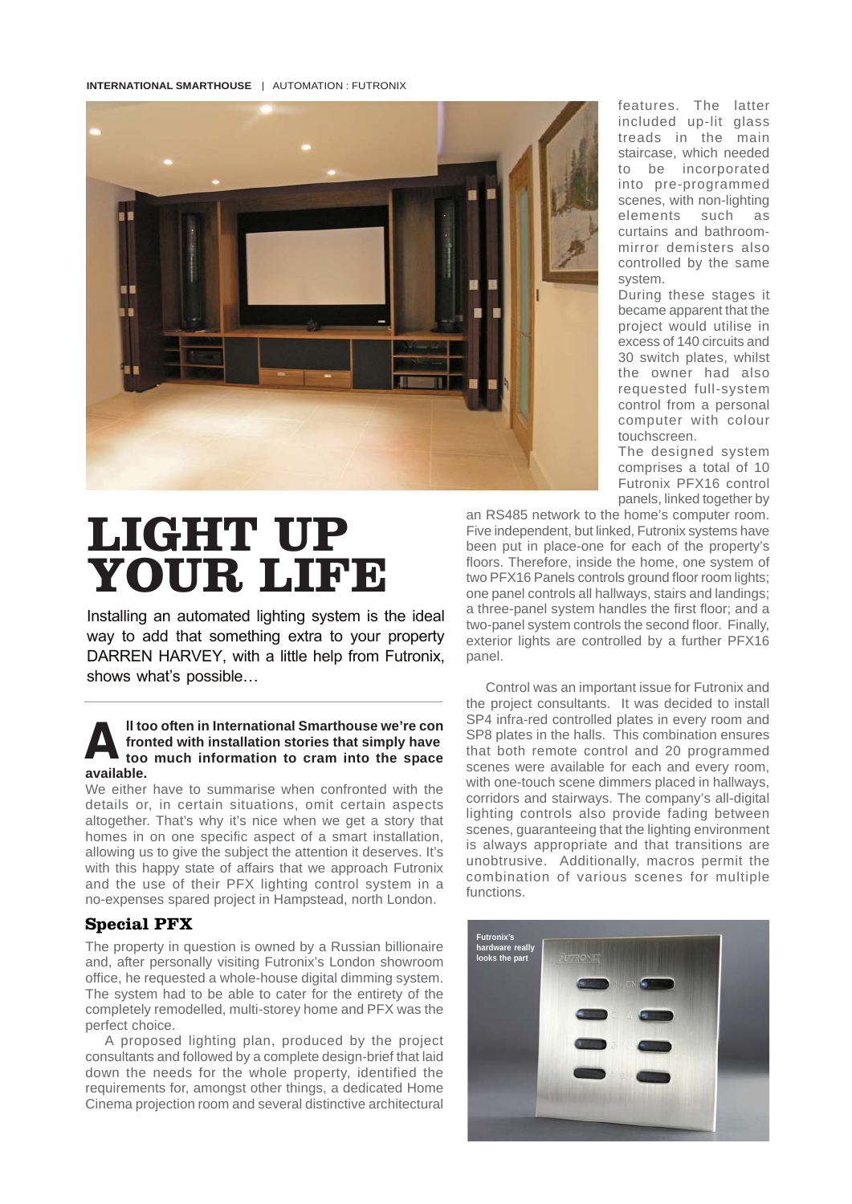# LIGHT UP YOUR LIFE

Installing an automated lighting system is the ideal way to add that something extra to your property DARREN HARVEY, with a little help from Futronix, shows what's possible…

**All too often in International Smarthouse we're confronted with installation stories that simply have too much information to cram into the space available.**

We either have to summarise when confronted with the details or, in certain situations, omit certain aspects altogether. That's why it's nice when we get a story that homes in on one specific aspect of a smart installation, allowing us to give the subject the attention it deserves. It's with this happy state of affairs that we approach Futronix and the use of their PFX lighting control system in a no-expenses spared project in Hampstead, north London.

## Special PFX

The property in question is owned by a Russian billionaire and, after personally visiting Futronix's London showroom office, he requested a whole-house digital dimming system. The system had to be able to cater for the entirety of the completely remodelled, multi-storey home and PFX was the perfect choice.

A proposed lighting plan, produced by the project consultants and followed by a complete design-brief that laid down the needs for the whole property, identified the requirements for, amongst other things, a dedicated Home Cinema projection room and several distinctive architectural features. The latter included up-lit glass treads in the main staircase, which needed to be incorporated into pre-programmed scenes, with non-lighting elements such as curtains and bathroom-mirror demisters also controlled by the same system.

During these stages it became apparent that the project would utilise in excess of 140 circuits and 30 switch plates, whilst the owner had also requested full-system control from a personal computer with colour touchscreen.

The designed system comprises a total of 10 Futronix PFX16 control panels, linked together by an RS485 network to the home's computer room. Five independent, but linked, Futronix systems have been put in place-one for each of the property's floors. Therefore, inside the home, one system of two PFX16 Panels controls ground floor room lights; one panel controls all hallways, stairs and landings; a three-panel system handles the first floor; and a two-panel system controls the second floor. Finally, exterior lights are controlled by a further PFX16 panel.

Control was an important issue for Futronix and the project consultants. It was decided to install SP4 infra-red controlled plates in every room and SP8 plates in the halls. This combination ensures that both remote control and 20 programmed scenes were available for each and every room, with one-touch scene dimmers placed in hallways, corridors and stairways. The company's all-digital lighting controls also provide fading between scenes, guaranteeing that the lighting environment is always appropriate and that transitions are unobtrusive. Additionally, macros permit the combination of various scenes for multiple functions.

Futronix's hardware really looks the part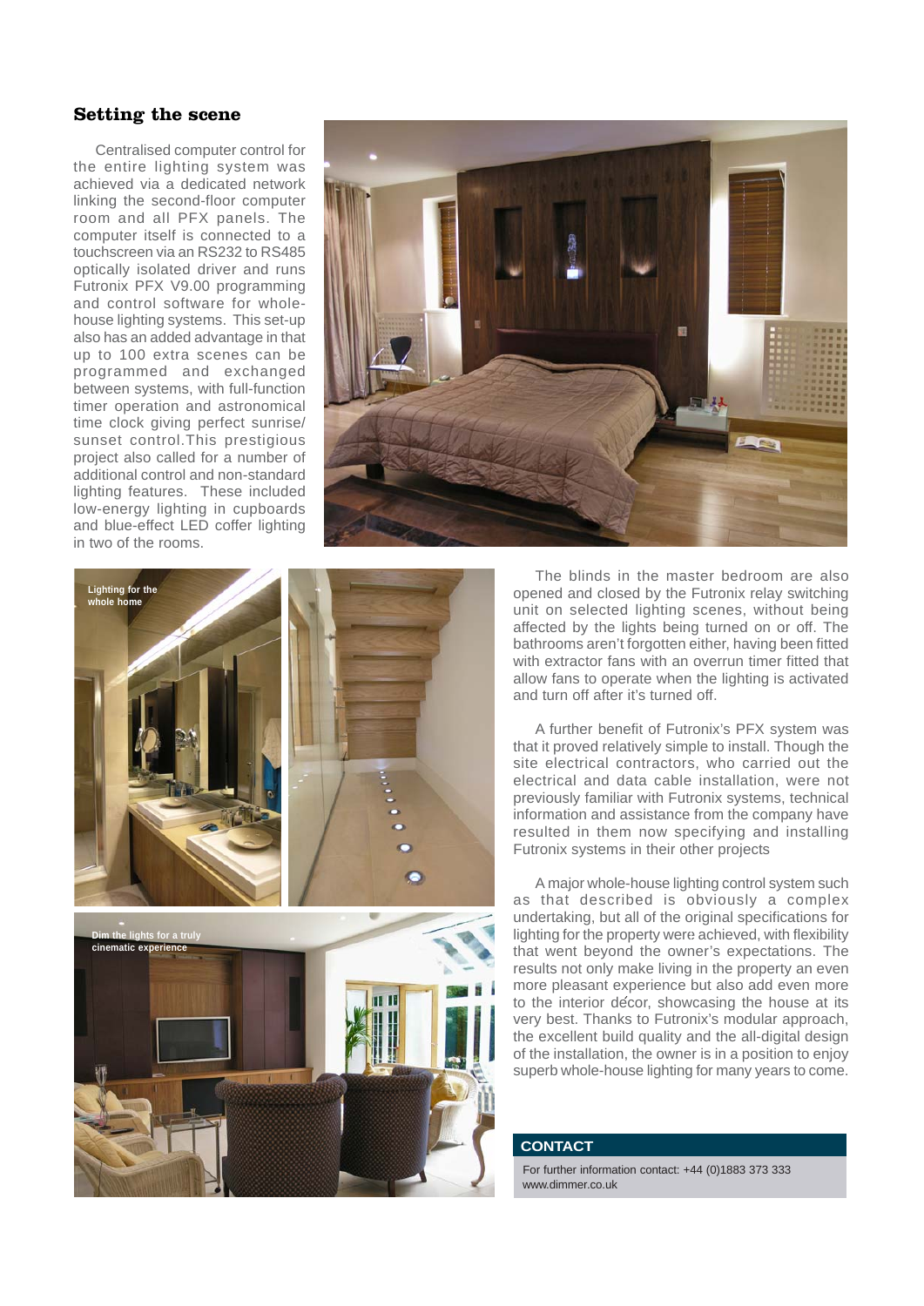## Setting the scene

Centralised computer control for the entire lighting system was achieved via a dedicated network linking the second-floor computer room and all PFX panels. The computer itself is connected to a touchscreen via an RS232 to RS485 optically isolated driver and runs Futronix PFX V9.00 programming and control software for whole-house lighting systems. This set-up also has an added advantage in that up to 100 extra scenes can be programmed and exchanged between systems, with full-function timer operation and astronomical time clock giving perfect sunrise/ sunset control.This prestigious project also called for a number of additional control and non-standard lighting features. These included low-energy lighting in cupboards and blue-effect LED coffer lighting in two of the rooms.

Lighting for the whole home

Dim the lights for a truly cinematic experience

The blinds in the master bedroom are also opened and closed by the Futronix relay switching unit on selected lighting scenes, without being affected by the lights being turned on or off. The bathrooms aren't forgotten either, having been fitted with extractor fans with an overrun timer fitted that allow fans to operate when the lighting is activated and turn off after it's turned off.

A further benefit of Futronix's PFX system was that it proved relatively simple to install. Though the site electrical contractors, who carried out the electrical and data cable installation, were not previously familiar with Futronix systems, technical information and assistance from the company have resulted in them now specifying and installing Futronix systems in their other projects

A major whole-house lighting control system such as that described is obviously a complex undertaking, but all of the original specifications for lighting for the property were achieved, with flexibility that went beyond the owner's expectations. The results not only make living in the property an even more pleasant experience but also add even more to the interior décor, showcasing the house at its very best. Thanks to Futronix's modular approach, the excellent build quality and the all-digital design of the installation, the owner is in a position to enjoy superb whole-house lighting for many years to come.

**CONTACT**

For further information contact: +44 (0)1883 373 333
www.dimmer.co.uk